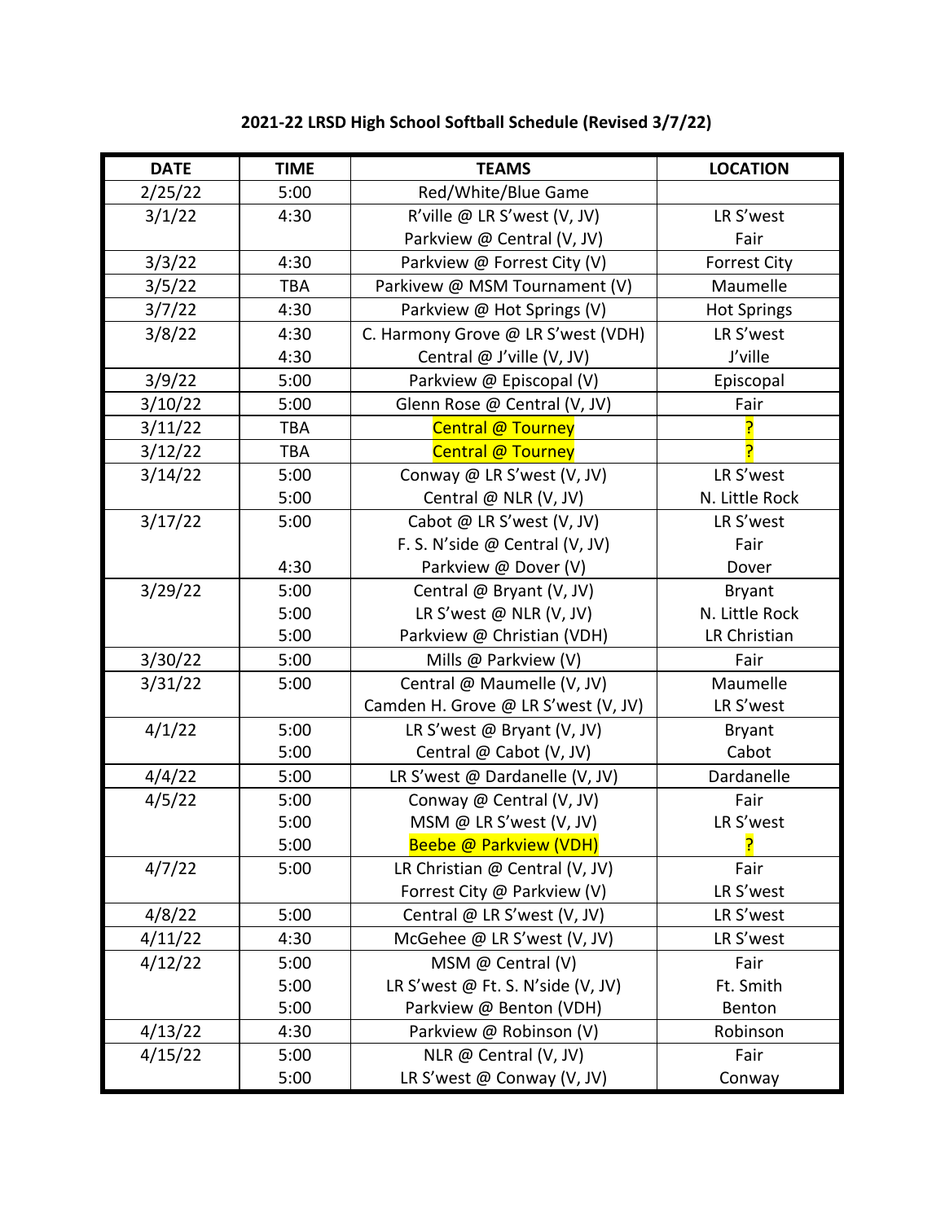**2021-22 LRSD High School Softball Schedule (Revised 3/7/22)**

| DATE | TIME | TEAMS | LOCATION |
|---|---|---|---|
| 2/25/22 | 5:00 | Red/White/Blue Game | |
| 3/1/22 | 4:30 | R'ville @ LR S'west (V, JV) | LR S'west |
| | | Parkview @ Central (V, JV) | Fair |
| 3/3/22 | 4:30 | Parkview @ Forrest City (V) | Forrest City |
| 3/5/22 | TBA | Parkivew @ MSM Tournament (V) | Maumelle |
| 3/7/22 | 4:30 | Parkview @ Hot Springs (V) | Hot Springs |
| 3/8/22 | 4:30 | C. Harmony Grove @ LR S'west (VDH) | LR S'west |
| | 4:30 | Central @ J'ville (V, JV) | J'ville |
| 3/9/22 | 5:00 | Parkview @ Episcopal (V) | Episcopal |
| 3/10/22 | 5:00 | Glenn Rose @ Central (V, JV) | Fair |
| 3/11/22 | TBA | Central @ Tourney | ? |
| 3/12/22 | TBA | Central @ Tourney | ? |
| 3/14/22 | 5:00 | Conway @ LR S'west (V, JV) | LR S'west |
| | 5:00 | Central @ NLR (V, JV) | N. Little Rock |
| 3/17/22 | 5:00 | Cabot @ LR S'west (V, JV) | LR S'west |
| | | F. S. N'side @ Central (V, JV) | Fair |
| | 4:30 | Parkview @ Dover (V) | Dover |
| 3/29/22 | 5:00 | Central @ Bryant (V, JV) | Bryant |
| | 5:00 | LR S'west @ NLR (V, JV) | N. Little Rock |
| | 5:00 | Parkview @ Christian (VDH) | LR Christian |
| 3/30/22 | 5:00 | Mills @ Parkview (V) | Fair |
| 3/31/22 | 5:00 | Central @ Maumelle (V, JV) | Maumelle |
| | | Camden H. Grove @ LR S'west (V, JV) | LR S'west |
| 4/1/22 | 5:00 | LR S'west @ Bryant (V, JV) | Bryant |
| | 5:00 | Central @ Cabot (V, JV) | Cabot |
| 4/4/22 | 5:00 | LR S'west @ Dardanelle (V, JV) | Dardanelle |
| 4/5/22 | 5:00 | Conway @ Central (V, JV) | Fair |
| | 5:00 | MSM @ LR S'west (V, JV) | LR S'west |
| | 5:00 | Beebe @ Parkview (VDH) | ? |
| 4/7/22 | 5:00 | LR Christian @ Central (V, JV) | Fair |
| | | Forrest City @ Parkview (V) | LR S'west |
| 4/8/22 | 5:00 | Central @ LR S'west (V, JV) | LR S'west |
| 4/11/22 | 4:30 | McGehee @ LR S'west (V, JV) | LR S'west |
| 4/12/22 | 5:00 | MSM @ Central (V) | Fair |
| | 5:00 | LR S'west @ Ft. S. N'side (V, JV) | Ft. Smith |
| | 5:00 | Parkview @ Benton (VDH) | Benton |
| 4/13/22 | 4:30 | Parkview @ Robinson (V) | Robinson |
| 4/15/22 | 5:00 | NLR @ Central (V, JV) | Fair |
| | 5:00 | LR S'west @ Conway (V, JV) | Conway |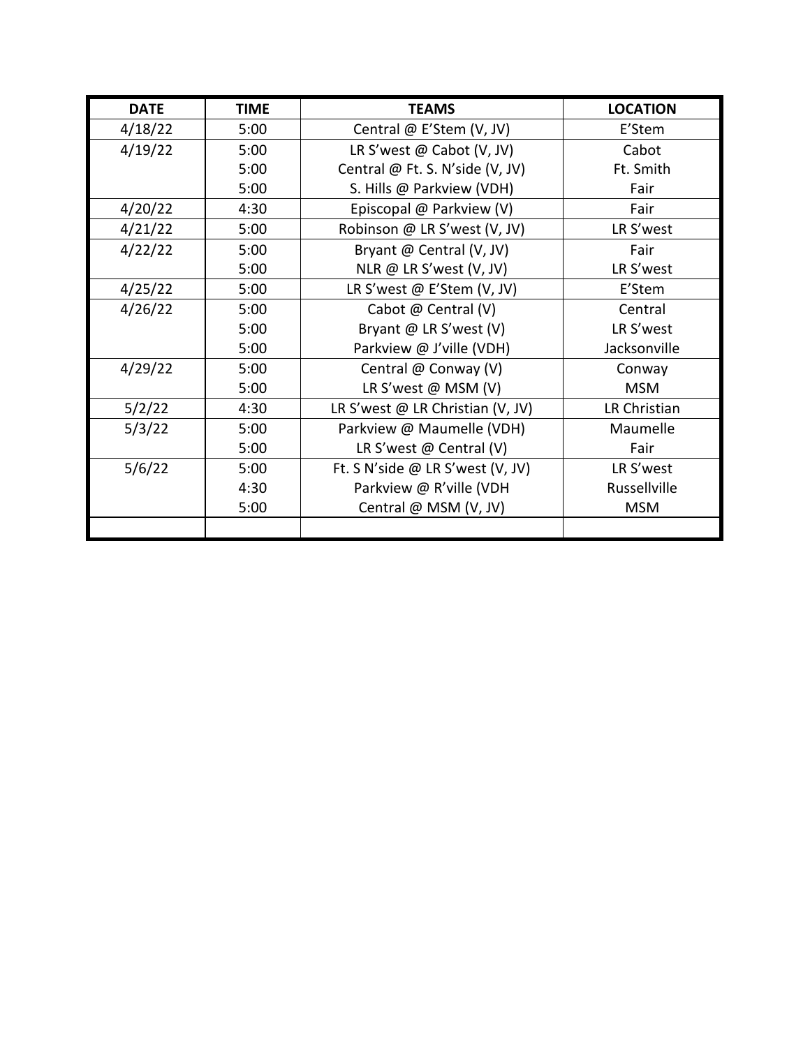| DATE | TIME | TEAMS | LOCATION |
|---|---|---|---|
| 4/18/22 | 5:00 | Central @ E'Stem (V, JV) | E'Stem |
| 4/19/22 | 5:00 | LR S'west @ Cabot (V, JV) | Cabot |
| | 5:00 | Central @ Ft. S. N'side (V, JV) | Ft. Smith |
| | 5:00 | S. Hills @ Parkview (VDH) | Fair |
| 4/20/22 | 4:30 | Episcopal @ Parkview (V) | Fair |
| 4/21/22 | 5:00 | Robinson @ LR S'west (V, JV) | LR S'west |
| 4/22/22 | 5:00 | Bryant @ Central (V, JV) | Fair |
| | 5:00 | NLR @ LR S'west (V, JV) | LR S'west |
| 4/25/22 | 5:00 | LR S'west @ E'Stem (V, JV) | E'Stem |
| 4/26/22 | 5:00 | Cabot @ Central (V) | Central |
| | 5:00 | Bryant @ LR S'west (V) | LR S'west |
| | 5:00 | Parkview @ J'ville (VDH) | Jacksonville |
| 4/29/22 | 5:00 | Central @ Conway (V) | Conway |
| | 5:00 | LR S'west @ MSM (V) | MSM |
| 5/2/22 | 4:30 | LR S'west @ LR Christian (V, JV) | LR Christian |
| 5/3/22 | 5:00 | Parkview @ Maumelle (VDH) | Maumelle |
| | 5:00 | LR S'west @ Central (V) | Fair |
| 5/6/22 | 5:00 | Ft. S N'side @ LR S'west (V, JV) | LR S'west |
| | 4:30 | Parkview @ R'ville (VDH | Russellville |
| | 5:00 | Central @ MSM (V, JV) | MSM |
| | | | |